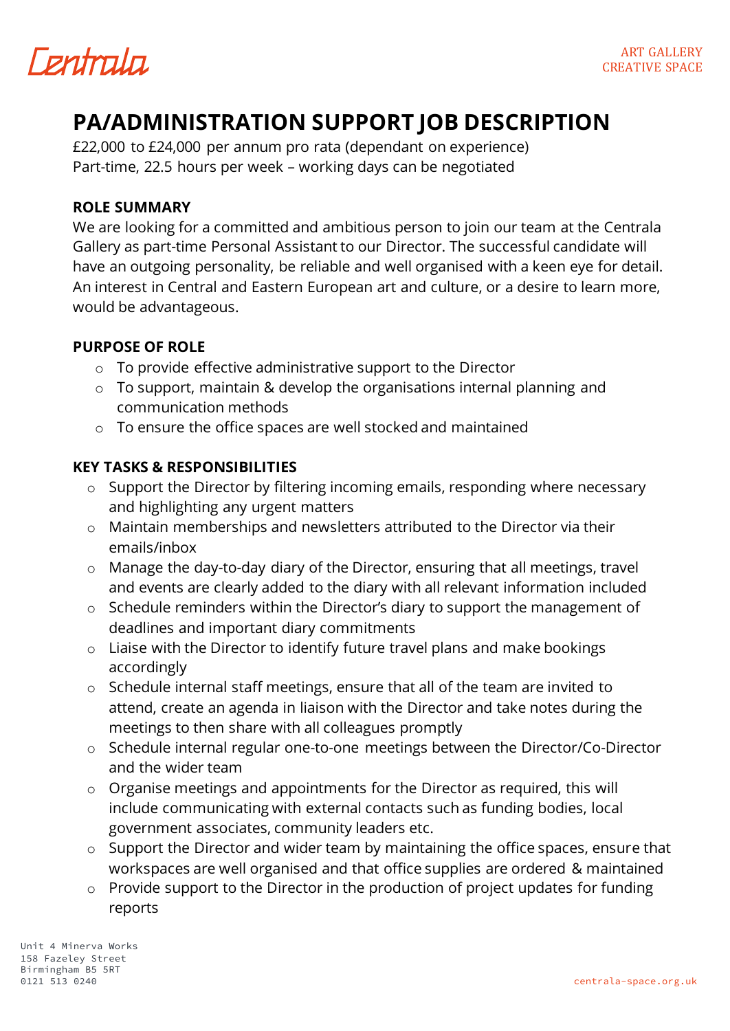Centrala

ART GALLERY
CREATIVE SPACE

# PA/ADMINISTRATION SUPPORT JOB DESCRIPTION

£22,000 to £24,000 per annum pro rata (dependant on experience)
Part-time, 22.5 hours per week – working days can be negotiated

## ROLE SUMMARY

We are looking for a committed and ambitious person to join our team at the Centrala Gallery as part-time Personal Assistant to our Director. The successful candidate will have an outgoing personality, be reliable and well organised with a keen eye for detail. An interest in Central and Eastern European art and culture, or a desire to learn more, would be advantageous.

## PURPOSE OF ROLE

- To provide effective administrative support to the Director
- To support, maintain & develop the organisations internal planning and communication methods
- To ensure the office spaces are well stocked and maintained

## KEY TASKS & RESPONSIBILITIES

- Support the Director by filtering incoming emails, responding where necessary and highlighting any urgent matters
- Maintain memberships and newsletters attributed to the Director via their emails/inbox
- Manage the day-to-day diary of the Director, ensuring that all meetings, travel and events are clearly added to the diary with all relevant information included
- Schedule reminders within the Director's diary to support the management of deadlines and important diary commitments
- Liaise with the Director to identify future travel plans and make bookings accordingly
- Schedule internal staff meetings, ensure that all of the team are invited to attend, create an agenda in liaison with the Director and take notes during the meetings to then share with all colleagues promptly
- Schedule internal regular one-to-one meetings between the Director/Co-Director and the wider team
- Organise meetings and appointments for the Director as required, this will include communicating with external contacts such as funding bodies, local government associates, community leaders etc.
- Support the Director and wider team by maintaining the office spaces, ensure that workspaces are well organised and that office supplies are ordered & maintained
- Provide support to the Director in the production of project updates for funding reports

Unit 4 Minerva Works
158 Fazeley Street
Birmingham B5 5RT
0121 513 0240

centrala-space.org.uk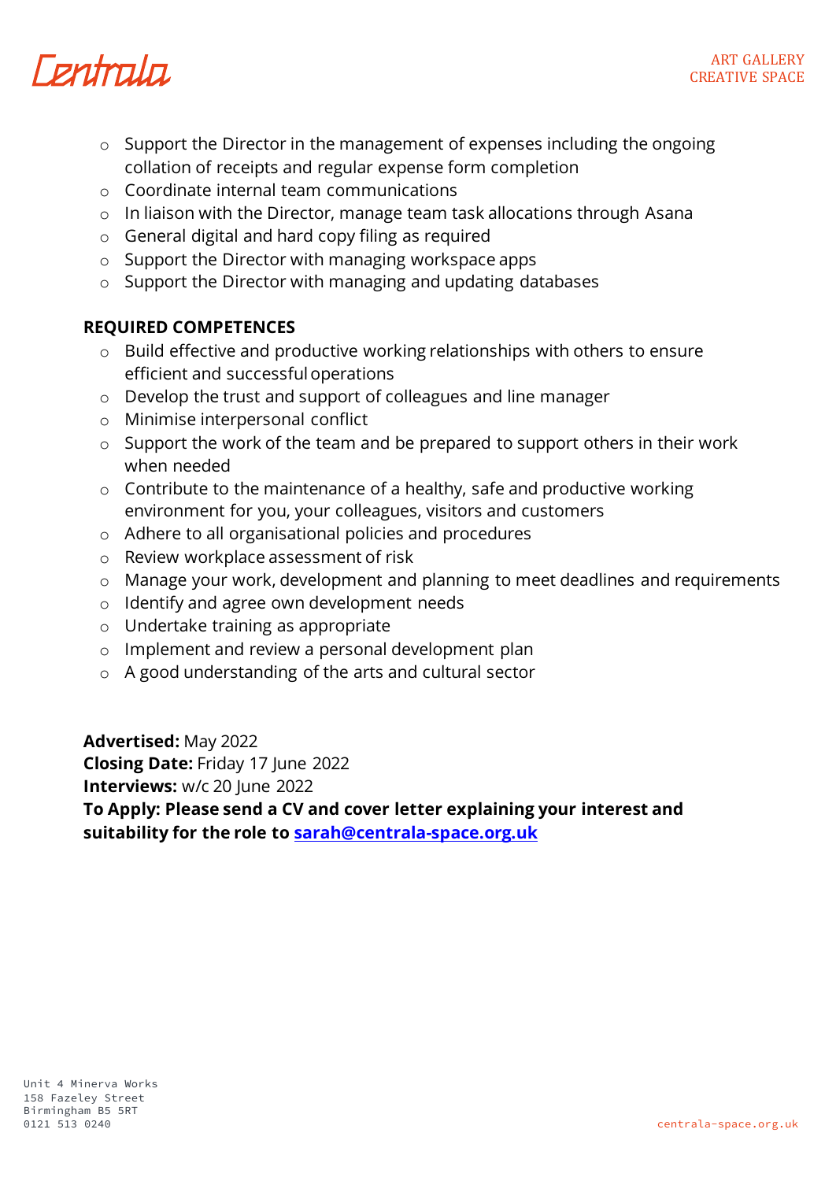- Support the Director in the management of expenses including the ongoing collation of receipts and regular expense form completion
- Coordinate internal team communications
- In liaison with the Director, manage team task allocations through Asana
- General digital and hard copy filing as required
- Support the Director with managing workspace apps
- Support the Director with managing and updating databases

**REQUIRED COMPETENCES**

- Build effective and productive working relationships with others to ensure efficient and successful operations
- Develop the trust and support of colleagues and line manager
- Minimise interpersonal conflict
- Support the work of the team and be prepared to support others in their work when needed
- Contribute to the maintenance of a healthy, safe and productive working environment for you, your colleagues, visitors and customers
- Adhere to all organisational policies and procedures
- Review workplace assessment of risk
- Manage your work, development and planning to meet deadlines and requirements
- Identify and agree own development needs
- Undertake training as appropriate
- Implement and review a personal development plan
- A good understanding of the arts and cultural sector

**Advertised:** May 2022
**Closing Date:** Friday 17 June 2022
**Interviews:** w/c 20 June 2022
**To Apply: Please send a CV and cover letter explaining your interest and suitability for the role to sarah@centrala-space.org.uk**